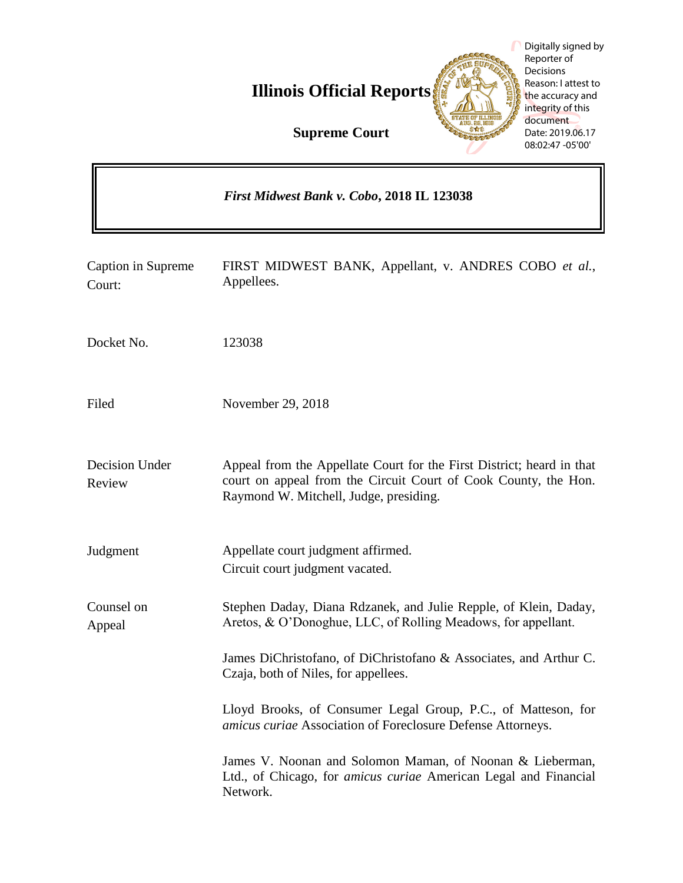# Illinois Official Reports

## Supreme Court

Digitally signed by Reporter of Decisions
Reason: I attest to the accuracy and integrity of this document
Date: 2019.06.17 08:02:47 -05'00'

***First Midwest Bank v. Cobo*, 2018 IL 123038**

| | |
|---|---|
| Caption in Supreme Court: | FIRST MIDWEST BANK, Appellant, v. ANDRES COBO *et al.*, Appellees. |
| Docket No. | 123038 |
| Filed | November 29, 2018 |
| Decision Under Review | Appeal from the Appellate Court for the First District; heard in that court on appeal from the Circuit Court of Cook County, the Hon. Raymond W. Mitchell, Judge, presiding. |
| Judgment | Appellate court judgment affirmed.<br>Circuit court judgment vacated. |
| Counsel on Appeal | Stephen Daday, Diana Rdzanek, and Julie Repple, of Klein, Daday, Aretos, & O'Donoghue, LLC, of Rolling Meadows, for appellant.<br><br>James DiChristofano, of DiChristofano & Associates, and Arthur C. Czaja, both of Niles, for appellees.<br><br>Lloyd Brooks, of Consumer Legal Group, P.C., of Matteson, for *amicus curiae* Association of Foreclosure Defense Attorneys.<br><br>James V. Noonan and Solomon Maman, of Noonan & Lieberman, Ltd., of Chicago, for *amicus curiae* American Legal and Financial Network. |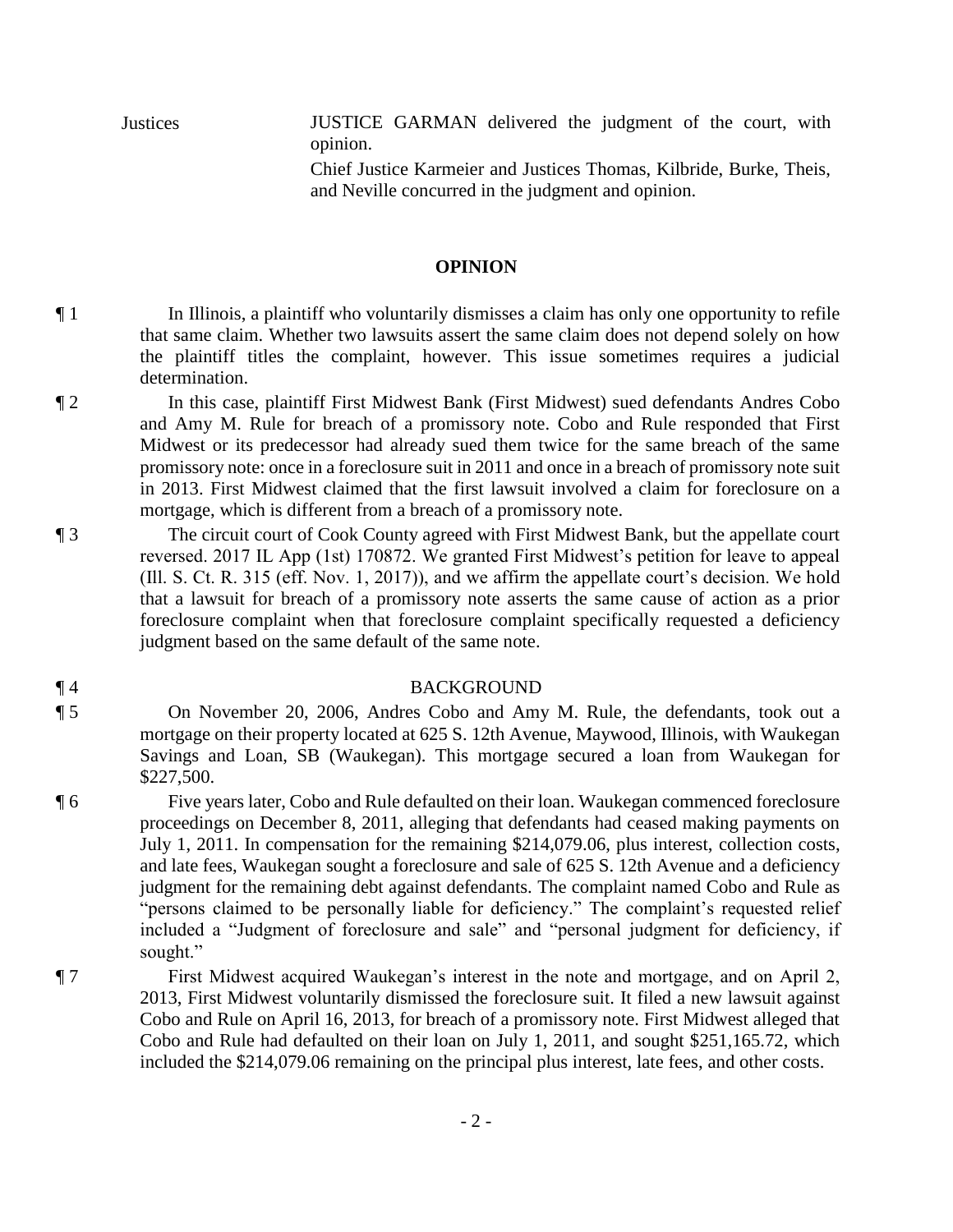Justices

JUSTICE GARMAN delivered the judgment of the court, with opinion.

Chief Justice Karmeier and Justices Thomas, Kilbride, Burke, Theis, and Neville concurred in the judgment and opinion.

## OPINION

¶ 1 In Illinois, a plaintiff who voluntarily dismisses a claim has only one opportunity to refile that same claim. Whether two lawsuits assert the same claim does not depend solely on how the plaintiff titles the complaint, however. This issue sometimes requires a judicial determination.

¶ 2 In this case, plaintiff First Midwest Bank (First Midwest) sued defendants Andres Cobo and Amy M. Rule for breach of a promissory note. Cobo and Rule responded that First Midwest or its predecessor had already sued them twice for the same breach of the same promissory note: once in a foreclosure suit in 2011 and once in a breach of promissory note suit in 2013. First Midwest claimed that the first lawsuit involved a claim for foreclosure on a mortgage, which is different from a breach of a promissory note.

¶ 3 The circuit court of Cook County agreed with First Midwest Bank, but the appellate court reversed. 2017 IL App (1st) 170872. We granted First Midwest's petition for leave to appeal (Ill. S. Ct. R. 315 (eff. Nov. 1, 2017)), and we affirm the appellate court's decision. We hold that a lawsuit for breach of a promissory note asserts the same cause of action as a prior foreclosure complaint when that foreclosure complaint specifically requested a deficiency judgment based on the same default of the same note.

¶ 4 BACKGROUND

¶ 5 On November 20, 2006, Andres Cobo and Amy M. Rule, the defendants, took out a mortgage on their property located at 625 S. 12th Avenue, Maywood, Illinois, with Waukegan Savings and Loan, SB (Waukegan). This mortgage secured a loan from Waukegan for $227,500.

¶ 6 Five years later, Cobo and Rule defaulted on their loan. Waukegan commenced foreclosure proceedings on December 8, 2011, alleging that defendants had ceased making payments on July 1, 2011. In compensation for the remaining $214,079.06, plus interest, collection costs, and late fees, Waukegan sought a foreclosure and sale of 625 S. 12th Avenue and a deficiency judgment for the remaining debt against defendants. The complaint named Cobo and Rule as "persons claimed to be personally liable for deficiency." The complaint's requested relief included a "Judgment of foreclosure and sale" and "personal judgment for deficiency, if sought."

¶ 7 First Midwest acquired Waukegan's interest in the note and mortgage, and on April 2, 2013, First Midwest voluntarily dismissed the foreclosure suit. It filed a new lawsuit against Cobo and Rule on April 16, 2013, for breach of a promissory note. First Midwest alleged that Cobo and Rule had defaulted on their loan on July 1, 2011, and sought $251,165.72, which included the $214,079.06 remaining on the principal plus interest, late fees, and other costs.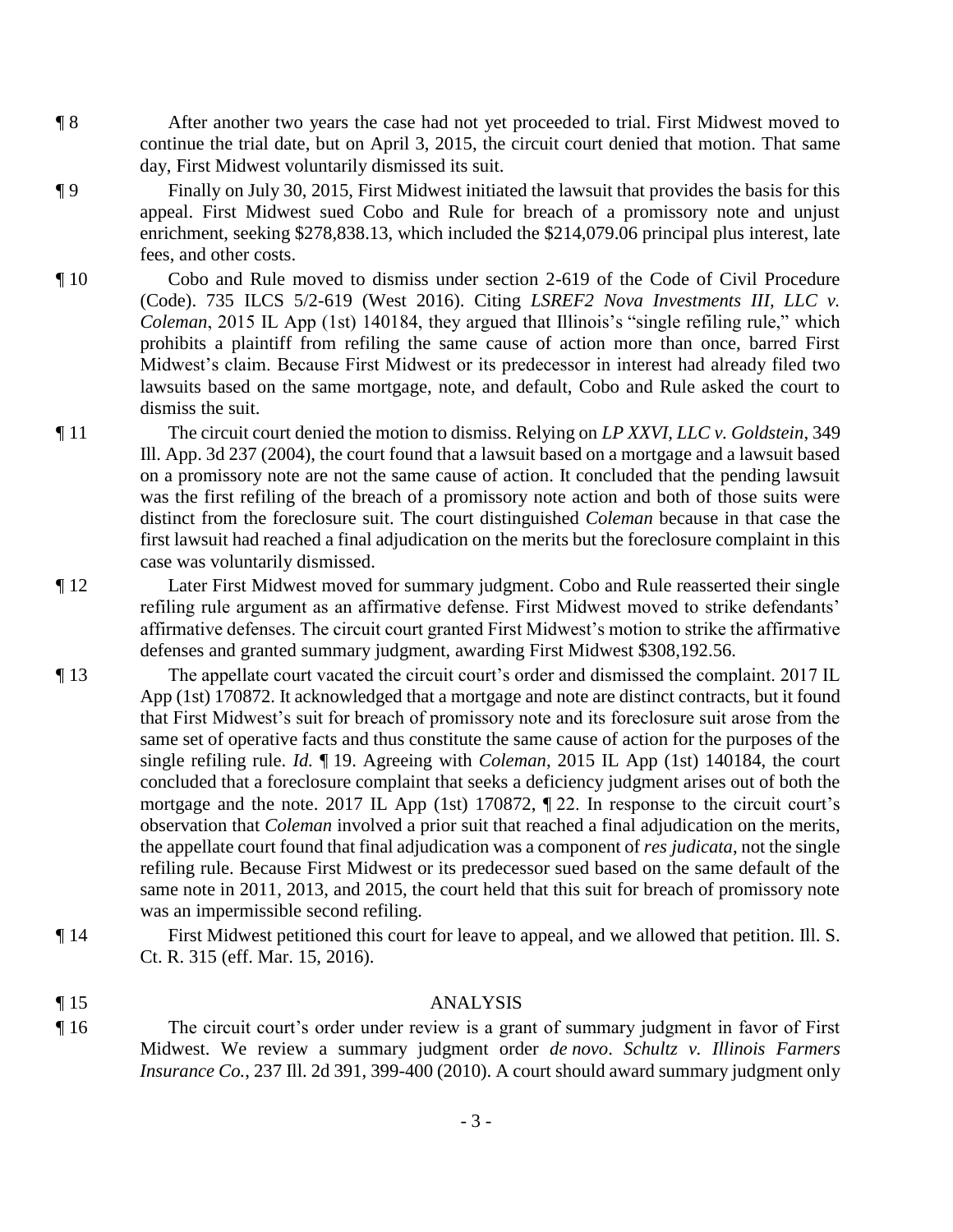¶ 8 After another two years the case had not yet proceeded to trial. First Midwest moved to continue the trial date, but on April 3, 2015, the circuit court denied that motion. That same day, First Midwest voluntarily dismissed its suit.

¶ 9 Finally on July 30, 2015, First Midwest initiated the lawsuit that provides the basis for this appeal. First Midwest sued Cobo and Rule for breach of a promissory note and unjust enrichment, seeking $278,838.13, which included the $214,079.06 principal plus interest, late fees, and other costs.

¶ 10 Cobo and Rule moved to dismiss under section 2-619 of the Code of Civil Procedure (Code). 735 ILCS 5/2-619 (West 2016). Citing *LSREF2 Nova Investments III, LLC v. Coleman*, 2015 IL App (1st) 140184, they argued that Illinois's "single refiling rule," which prohibits a plaintiff from refiling the same cause of action more than once, barred First Midwest's claim. Because First Midwest or its predecessor in interest had already filed two lawsuits based on the same mortgage, note, and default, Cobo and Rule asked the court to dismiss the suit.

¶ 11 The circuit court denied the motion to dismiss. Relying on *LP XXVI, LLC v. Goldstein*, 349 Ill. App. 3d 237 (2004), the court found that a lawsuit based on a mortgage and a lawsuit based on a promissory note are not the same cause of action. It concluded that the pending lawsuit was the first refiling of the breach of a promissory note action and both of those suits were distinct from the foreclosure suit. The court distinguished *Coleman* because in that case the first lawsuit had reached a final adjudication on the merits but the foreclosure complaint in this case was voluntarily dismissed.

¶ 12 Later First Midwest moved for summary judgment. Cobo and Rule reasserted their single refiling rule argument as an affirmative defense. First Midwest moved to strike defendants' affirmative defenses. The circuit court granted First Midwest's motion to strike the affirmative defenses and granted summary judgment, awarding First Midwest $308,192.56.

¶ 13 The appellate court vacated the circuit court's order and dismissed the complaint. 2017 IL App (1st) 170872. It acknowledged that a mortgage and note are distinct contracts, but it found that First Midwest's suit for breach of promissory note and its foreclosure suit arose from the same set of operative facts and thus constitute the same cause of action for the purposes of the single refiling rule. *Id.* ¶ 19. Agreeing with *Coleman*, 2015 IL App (1st) 140184, the court concluded that a foreclosure complaint that seeks a deficiency judgment arises out of both the mortgage and the note. 2017 IL App (1st) 170872, ¶ 22. In response to the circuit court's observation that *Coleman* involved a prior suit that reached a final adjudication on the merits, the appellate court found that final adjudication was a component of *res judicata*, not the single refiling rule. Because First Midwest or its predecessor sued based on the same default of the same note in 2011, 2013, and 2015, the court held that this suit for breach of promissory note was an impermissible second refiling.

¶ 14 First Midwest petitioned this court for leave to appeal, and we allowed that petition. Ill. S. Ct. R. 315 (eff. Mar. 15, 2016).

## ¶ 15 ANALYSIS

¶ 16 The circuit court's order under review is a grant of summary judgment in favor of First Midwest. We review a summary judgment order *de novo*. *Schultz v. Illinois Farmers Insurance Co.*, 237 Ill. 2d 391, 399-400 (2010). A court should award summary judgment only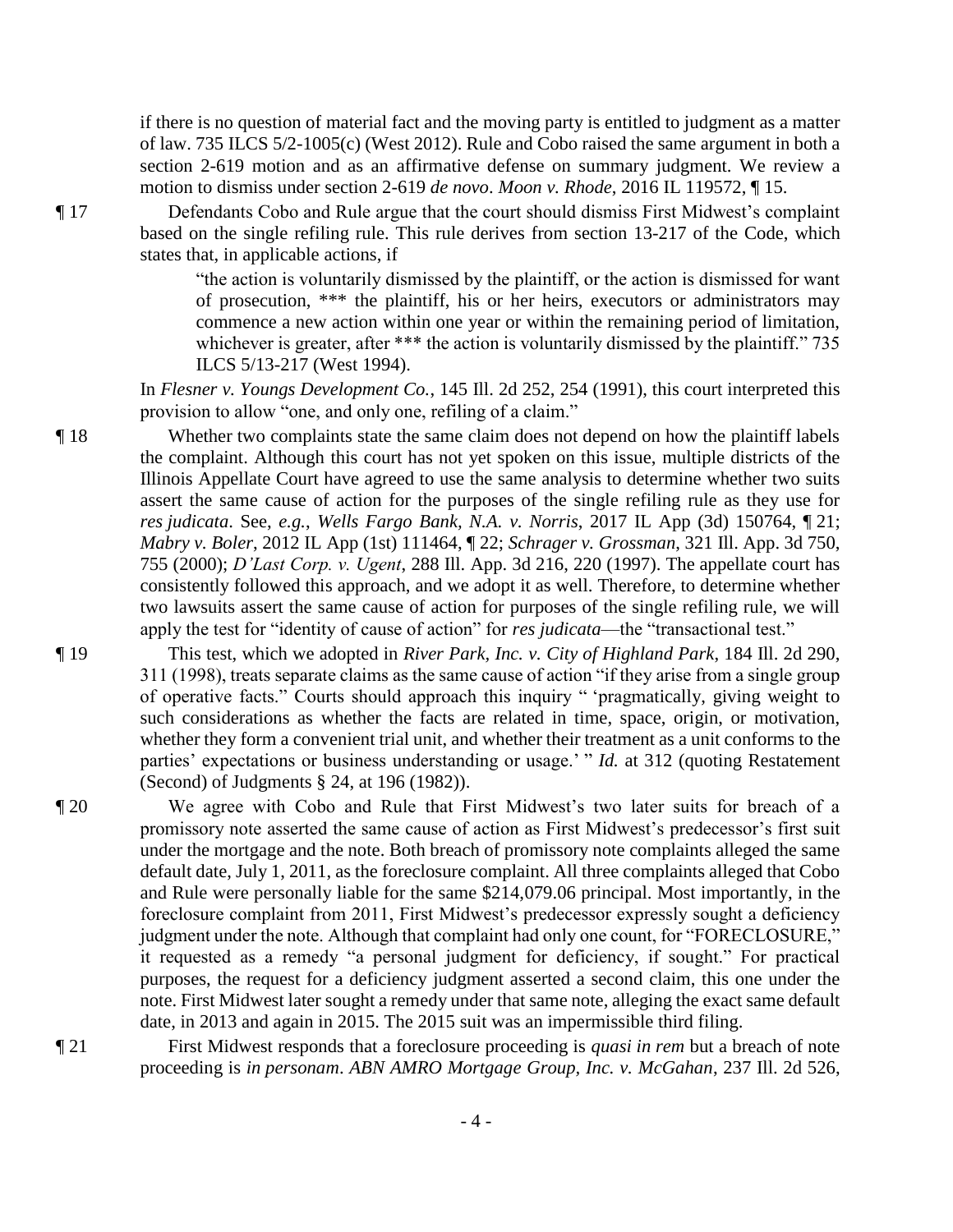if there is no question of material fact and the moving party is entitled to judgment as a matter of law. 735 ILCS 5/2-1005(c) (West 2012). Rule and Cobo raised the same argument in both a section 2-619 motion and as an affirmative defense on summary judgment. We review a motion to dismiss under section 2-619 *de novo*. *Moon v. Rhode*, 2016 IL 119572, ¶ 15.

¶ 17 Defendants Cobo and Rule argue that the court should dismiss First Midwest's complaint based on the single refiling rule. This rule derives from section 13-217 of the Code, which states that, in applicable actions, if

> "the action is voluntarily dismissed by the plaintiff, or the action is dismissed for want of prosecution, *** the plaintiff, his or her heirs, executors or administrators may commence a new action within one year or within the remaining period of limitation, whichever is greater, after *** the action is voluntarily dismissed by the plaintiff." 735 ILCS 5/13-217 (West 1994).

In *Flesner v. Youngs Development Co.*, 145 Ill. 2d 252, 254 (1991), this court interpreted this provision to allow "one, and only one, refiling of a claim."

¶ 18 Whether two complaints state the same claim does not depend on how the plaintiff labels the complaint. Although this court has not yet spoken on this issue, multiple districts of the Illinois Appellate Court have agreed to use the same analysis to determine whether two suits assert the same cause of action for the purposes of the single refiling rule as they use for *res judicata*. See, *e.g.*, *Wells Fargo Bank, N.A. v. Norris*, 2017 IL App (3d) 150764, ¶ 21; *Mabry v. Boler*, 2012 IL App (1st) 111464, ¶ 22; *Schrager v. Grossman*, 321 Ill. App. 3d 750, 755 (2000); *D'Last Corp. v. Ugent*, 288 Ill. App. 3d 216, 220 (1997). The appellate court has consistently followed this approach, and we adopt it as well. Therefore, to determine whether two lawsuits assert the same cause of action for purposes of the single refiling rule, we will apply the test for "identity of cause of action" for *res judicata*—the "transactional test."

¶ 19 This test, which we adopted in *River Park, Inc. v. City of Highland Park*, 184 Ill. 2d 290, 311 (1998), treats separate claims as the same cause of action "if they arise from a single group of operative facts." Courts should approach this inquiry " 'pragmatically, giving weight to such considerations as whether the facts are related in time, space, origin, or motivation, whether they form a convenient trial unit, and whether their treatment as a unit conforms to the parties' expectations or business understanding or usage.' " *Id.* at 312 (quoting Restatement (Second) of Judgments § 24, at 196 (1982)).

¶ 20 We agree with Cobo and Rule that First Midwest's two later suits for breach of a promissory note asserted the same cause of action as First Midwest's predecessor's first suit under the mortgage and the note. Both breach of promissory note complaints alleged the same default date, July 1, 2011, as the foreclosure complaint. All three complaints alleged that Cobo and Rule were personally liable for the same $214,079.06 principal. Most importantly, in the foreclosure complaint from 2011, First Midwest's predecessor expressly sought a deficiency judgment under the note. Although that complaint had only one count, for "FORECLOSURE," it requested as a remedy "a personal judgment for deficiency, if sought." For practical purposes, the request for a deficiency judgment asserted a second claim, this one under the note. First Midwest later sought a remedy under that same note, alleging the exact same default date, in 2013 and again in 2015. The 2015 suit was an impermissible third filing.

¶ 21 First Midwest responds that a foreclosure proceeding is *quasi in rem* but a breach of note proceeding is *in personam*. *ABN AMRO Mortgage Group, Inc. v. McGahan*, 237 Ill. 2d 526,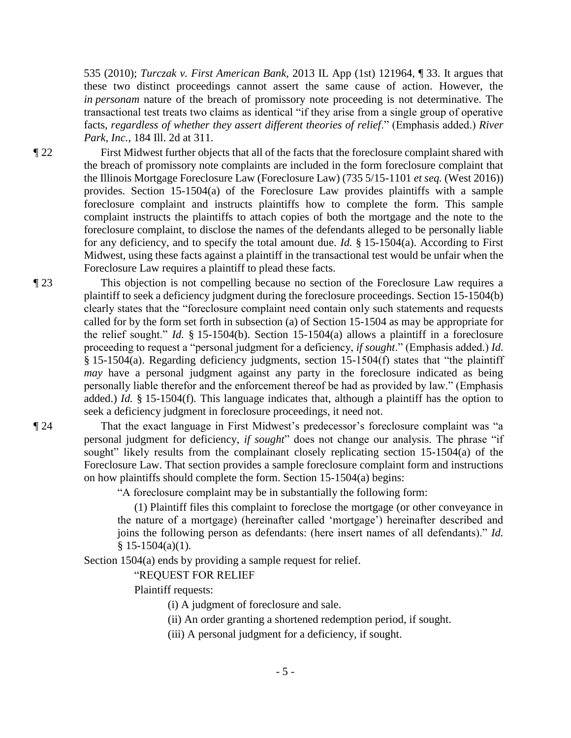535 (2010); *Turczak v. First American Bank*, 2013 IL App (1st) 121964, ¶ 33. It argues that these two distinct proceedings cannot assert the same cause of action. However, the *in personam* nature of the breach of promissory note proceeding is not determinative. The transactional test treats two claims as identical "if they arise from a single group of operative facts, *regardless of whether they assert different theories of relief*." (Emphasis added.) *River Park, Inc.*, 184 Ill. 2d at 311.

¶ 22 First Midwest further objects that all of the facts that the foreclosure complaint shared with the breach of promissory note complaints are included in the form foreclosure complaint that the Illinois Mortgage Foreclosure Law (Foreclosure Law) (735 5/15-1101 *et seq.* (West 2016)) provides. Section 15-1504(a) of the Foreclosure Law provides plaintiffs with a sample foreclosure complaint and instructs plaintiffs how to complete the form. This sample complaint instructs the plaintiffs to attach copies of both the mortgage and the note to the foreclosure complaint, to disclose the names of the defendants alleged to be personally liable for any deficiency, and to specify the total amount due. *Id.* § 15-1504(a). According to First Midwest, using these facts against a plaintiff in the transactional test would be unfair when the Foreclosure Law requires a plaintiff to plead these facts.

¶ 23 This objection is not compelling because no section of the Foreclosure Law requires a plaintiff to seek a deficiency judgment during the foreclosure proceedings. Section 15-1504(b) clearly states that the "foreclosure complaint need contain only such statements and requests called for by the form set forth in subsection (a) of Section 15-1504 as may be appropriate for the relief sought." *Id.* § 15-1504(b). Section 15-1504(a) allows a plaintiff in a foreclosure proceeding to request a "personal judgment for a deficiency, *if sought*." (Emphasis added.) *Id.* § 15-1504(a). Regarding deficiency judgments, section 15-1504(f) states that "the plaintiff *may* have a personal judgment against any party in the foreclosure indicated as being personally liable therefor and the enforcement thereof be had as provided by law." (Emphasis added.) *Id.* § 15-1504(f). This language indicates that, although a plaintiff has the option to seek a deficiency judgment in foreclosure proceedings, it need not.

¶ 24 That the exact language in First Midwest's predecessor's foreclosure complaint was "a personal judgment for deficiency, *if sought*" does not change our analysis. The phrase "if sought" likely results from the complainant closely replicating section 15-1504(a) of the Foreclosure Law. That section provides a sample foreclosure complaint form and instructions on how plaintiffs should complete the form. Section 15-1504(a) begins:

> "A foreclosure complaint may be in substantially the following form:
>
> (1) Plaintiff files this complaint to foreclose the mortgage (or other conveyance in the nature of a mortgage) (hereinafter called 'mortgage') hereinafter described and joins the following person as defendants: (here insert names of all defendants)." *Id.* § 15-1504(a)(1).

Section 1504(a) ends by providing a sample request for relief.

> "REQUEST FOR RELIEF
>
> Plaintiff requests:
>
> (i) A judgment of foreclosure and sale.
>
> (ii) An order granting a shortened redemption period, if sought.
>
> (iii) A personal judgment for a deficiency, if sought.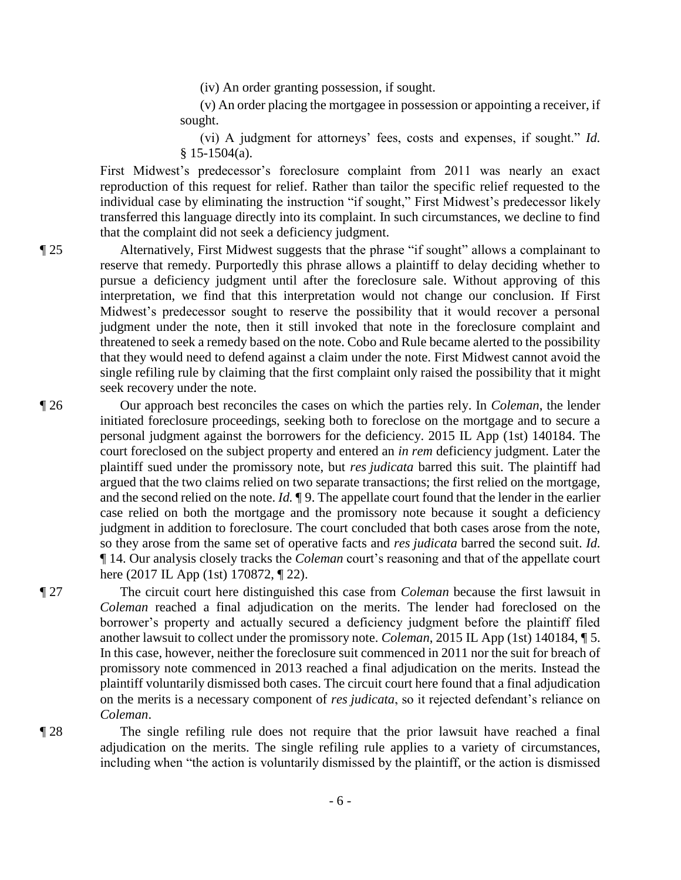(iv) An order granting possession, if sought.

(v) An order placing the mortgagee in possession or appointing a receiver, if sought.

(vi) A judgment for attorneys' fees, costs and expenses, if sought." *Id.* § 15-1504(a).

First Midwest's predecessor's foreclosure complaint from 2011 was nearly an exact reproduction of this request for relief. Rather than tailor the specific relief requested to the individual case by eliminating the instruction "if sought," First Midwest's predecessor likely transferred this language directly into its complaint. In such circumstances, we decline to find that the complaint did not seek a deficiency judgment.

¶ 25 Alternatively, First Midwest suggests that the phrase "if sought" allows a complainant to reserve that remedy. Purportedly this phrase allows a plaintiff to delay deciding whether to pursue a deficiency judgment until after the foreclosure sale. Without approving of this interpretation, we find that this interpretation would not change our conclusion. If First Midwest's predecessor sought to reserve the possibility that it would recover a personal judgment under the note, then it still invoked that note in the foreclosure complaint and threatened to seek a remedy based on the note. Cobo and Rule became alerted to the possibility that they would need to defend against a claim under the note. First Midwest cannot avoid the single refiling rule by claiming that the first complaint only raised the possibility that it might seek recovery under the note.

¶ 26 Our approach best reconciles the cases on which the parties rely. In *Coleman*, the lender initiated foreclosure proceedings, seeking both to foreclose on the mortgage and to secure a personal judgment against the borrowers for the deficiency. 2015 IL App (1st) 140184. The court foreclosed on the subject property and entered an *in rem* deficiency judgment. Later the plaintiff sued under the promissory note, but *res judicata* barred this suit. The plaintiff had argued that the two claims relied on two separate transactions; the first relied on the mortgage, and the second relied on the note. *Id.* ¶ 9. The appellate court found that the lender in the earlier case relied on both the mortgage and the promissory note because it sought a deficiency judgment in addition to foreclosure. The court concluded that both cases arose from the note, so they arose from the same set of operative facts and *res judicata* barred the second suit. *Id.* ¶ 14. Our analysis closely tracks the *Coleman* court's reasoning and that of the appellate court here (2017 IL App (1st) 170872, ¶ 22).

¶ 27 The circuit court here distinguished this case from *Coleman* because the first lawsuit in *Coleman* reached a final adjudication on the merits. The lender had foreclosed on the borrower's property and actually secured a deficiency judgment before the plaintiff filed another lawsuit to collect under the promissory note. *Coleman*, 2015 IL App (1st) 140184, ¶ 5. In this case, however, neither the foreclosure suit commenced in 2011 nor the suit for breach of promissory note commenced in 2013 reached a final adjudication on the merits. Instead the plaintiff voluntarily dismissed both cases. The circuit court here found that a final adjudication on the merits is a necessary component of *res judicata*, so it rejected defendant's reliance on *Coleman*.

¶ 28 The single refiling rule does not require that the prior lawsuit have reached a final adjudication on the merits. The single refiling rule applies to a variety of circumstances, including when "the action is voluntarily dismissed by the plaintiff, or the action is dismissed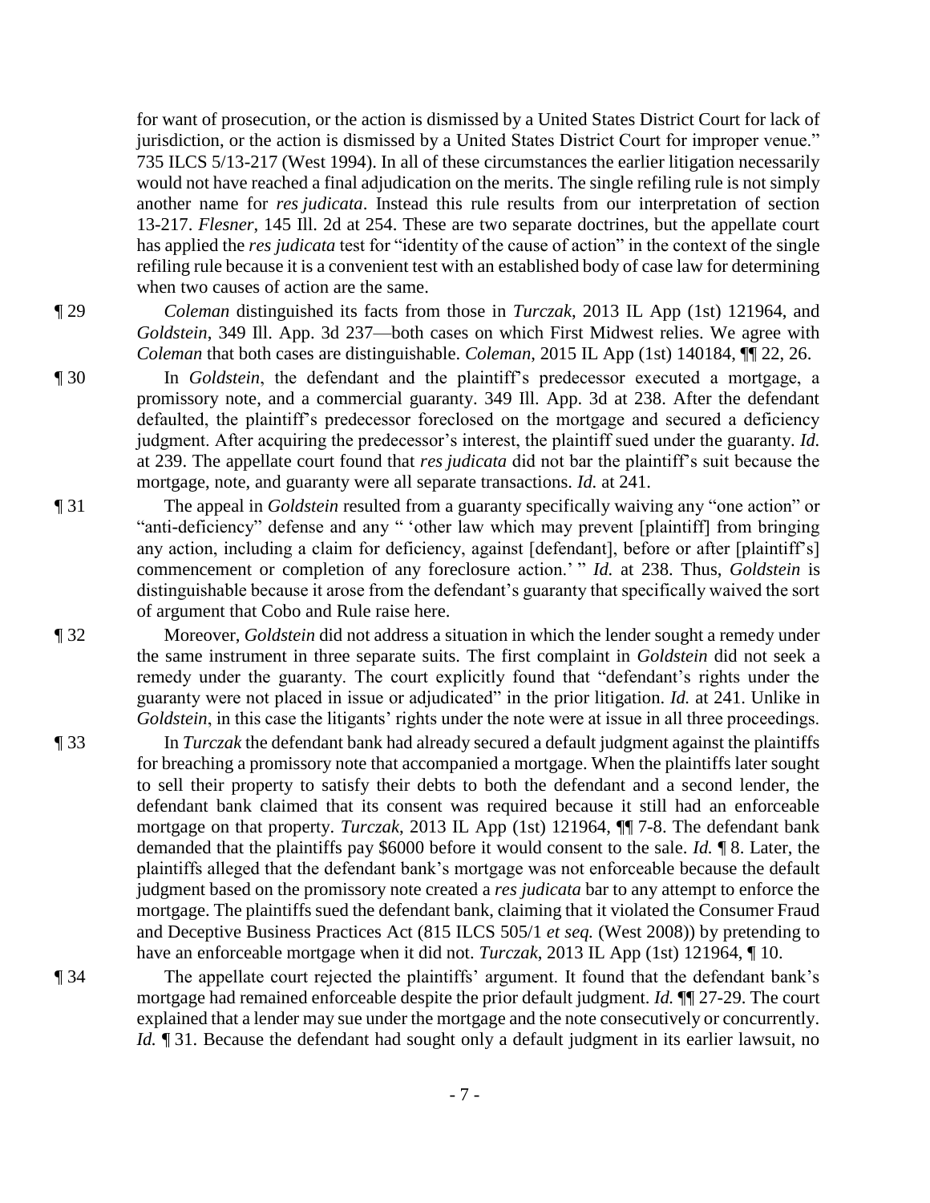for want of prosecution, or the action is dismissed by a United States District Court for lack of jurisdiction, or the action is dismissed by a United States District Court for improper venue." 735 ILCS 5/13-217 (West 1994). In all of these circumstances the earlier litigation necessarily would not have reached a final adjudication on the merits. The single refiling rule is not simply another name for *res judicata*. Instead this rule results from our interpretation of section 13-217. *Flesner*, 145 Ill. 2d at 254. These are two separate doctrines, but the appellate court has applied the *res judicata* test for "identity of the cause of action" in the context of the single refiling rule because it is a convenient test with an established body of case law for determining when two causes of action are the same.

¶ 29 *Coleman* distinguished its facts from those in *Turczak*, 2013 IL App (1st) 121964, and *Goldstein*, 349 Ill. App. 3d 237—both cases on which First Midwest relies. We agree with *Coleman* that both cases are distinguishable. *Coleman*, 2015 IL App (1st) 140184, ¶¶ 22, 26.

¶ 30 In *Goldstein*, the defendant and the plaintiff's predecessor executed a mortgage, a promissory note, and a commercial guaranty. 349 Ill. App. 3d at 238. After the defendant defaulted, the plaintiff's predecessor foreclosed on the mortgage and secured a deficiency judgment. After acquiring the predecessor's interest, the plaintiff sued under the guaranty. *Id.* at 239. The appellate court found that *res judicata* did not bar the plaintiff's suit because the mortgage, note, and guaranty were all separate transactions. *Id.* at 241.

¶ 31 The appeal in *Goldstein* resulted from a guaranty specifically waiving any "one action" or "anti-deficiency" defense and any " 'other law which may prevent [plaintiff] from bringing any action, including a claim for deficiency, against [defendant], before or after [plaintiff's] commencement or completion of any foreclosure action.' " *Id.* at 238. Thus, *Goldstein* is distinguishable because it arose from the defendant's guaranty that specifically waived the sort of argument that Cobo and Rule raise here.

¶ 32 Moreover, *Goldstein* did not address a situation in which the lender sought a remedy under the same instrument in three separate suits. The first complaint in *Goldstein* did not seek a remedy under the guaranty. The court explicitly found that "defendant's rights under the guaranty were not placed in issue or adjudicated" in the prior litigation. *Id.* at 241. Unlike in *Goldstein*, in this case the litigants' rights under the note were at issue in all three proceedings.

¶ 33 In *Turczak* the defendant bank had already secured a default judgment against the plaintiffs for breaching a promissory note that accompanied a mortgage. When the plaintiffs later sought to sell their property to satisfy their debts to both the defendant and a second lender, the defendant bank claimed that its consent was required because it still had an enforceable mortgage on that property. *Turczak*, 2013 IL App (1st) 121964, ¶¶ 7-8. The defendant bank demanded that the plaintiffs pay \$6000 before it would consent to the sale. *Id.* ¶ 8. Later, the plaintiffs alleged that the defendant bank's mortgage was not enforceable because the default judgment based on the promissory note created a *res judicata* bar to any attempt to enforce the mortgage. The plaintiffs sued the defendant bank, claiming that it violated the Consumer Fraud and Deceptive Business Practices Act (815 ILCS 505/1 *et seq.* (West 2008)) by pretending to have an enforceable mortgage when it did not. *Turczak*, 2013 IL App (1st) 121964, ¶ 10.

¶ 34 The appellate court rejected the plaintiffs' argument. It found that the defendant bank's mortgage had remained enforceable despite the prior default judgment. *Id.* ¶¶ 27-29. The court explained that a lender may sue under the mortgage and the note consecutively or concurrently. *Id.* ¶ 31. Because the defendant had sought only a default judgment in its earlier lawsuit, no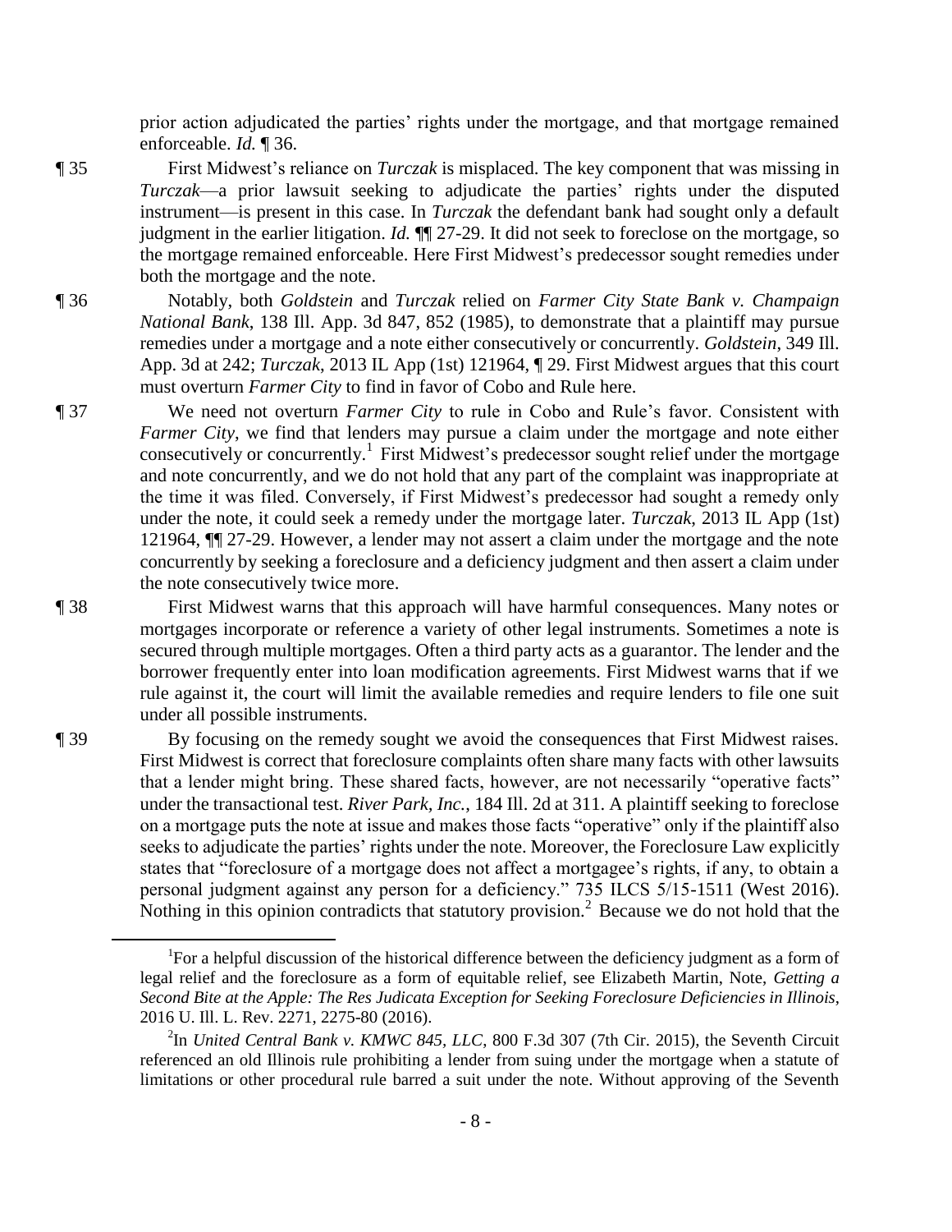prior action adjudicated the parties' rights under the mortgage, and that mortgage remained enforceable. *Id.* ¶ 36.

¶ 35 First Midwest's reliance on *Turczak* is misplaced. The key component that was missing in *Turczak*—a prior lawsuit seeking to adjudicate the parties' rights under the disputed instrument—is present in this case. In *Turczak* the defendant bank had sought only a default judgment in the earlier litigation. *Id.* ¶¶ 27-29. It did not seek to foreclose on the mortgage, so the mortgage remained enforceable. Here First Midwest's predecessor sought remedies under both the mortgage and the note.

¶ 36 Notably, both *Goldstein* and *Turczak* relied on *Farmer City State Bank v. Champaign National Bank*, 138 Ill. App. 3d 847, 852 (1985), to demonstrate that a plaintiff may pursue remedies under a mortgage and a note either consecutively or concurrently. *Goldstein*, 349 Ill. App. 3d at 242; *Turczak*, 2013 IL App (1st) 121964, ¶ 29. First Midwest argues that this court must overturn *Farmer City* to find in favor of Cobo and Rule here.

¶ 37 We need not overturn *Farmer City* to rule in Cobo and Rule's favor. Consistent with *Farmer City*, we find that lenders may pursue a claim under the mortgage and note either consecutively or concurrently.[1] First Midwest's predecessor sought relief under the mortgage and note concurrently, and we do not hold that any part of the complaint was inappropriate at the time it was filed. Conversely, if First Midwest's predecessor had sought a remedy only under the note, it could seek a remedy under the mortgage later. *Turczak*, 2013 IL App (1st) 121964, ¶¶ 27-29. However, a lender may not assert a claim under the mortgage and the note concurrently by seeking a foreclosure and a deficiency judgment and then assert a claim under the note consecutively twice more.

¶ 38 First Midwest warns that this approach will have harmful consequences. Many notes or mortgages incorporate or reference a variety of other legal instruments. Sometimes a note is secured through multiple mortgages. Often a third party acts as a guarantor. The lender and the borrower frequently enter into loan modification agreements. First Midwest warns that if we rule against it, the court will limit the available remedies and require lenders to file one suit under all possible instruments.

¶ 39 By focusing on the remedy sought we avoid the consequences that First Midwest raises. First Midwest is correct that foreclosure complaints often share many facts with other lawsuits that a lender might bring. These shared facts, however, are not necessarily "operative facts" under the transactional test. *River Park, Inc.*, 184 Ill. 2d at 311. A plaintiff seeking to foreclose on a mortgage puts the note at issue and makes those facts "operative" only if the plaintiff also seeks to adjudicate the parties' rights under the note. Moreover, the Foreclosure Law explicitly states that "foreclosure of a mortgage does not affect a mortgagee's rights, if any, to obtain a personal judgment against any person for a deficiency." 735 ILCS 5/15-1511 (West 2016). Nothing in this opinion contradicts that statutory provision.[2] Because we do not hold that the

---

[1] For a helpful discussion of the historical difference between the deficiency judgment as a form of legal relief and the foreclosure as a form of equitable relief, see Elizabeth Martin, Note, *Getting a Second Bite at the Apple: The Res Judicata Exception for Seeking Foreclosure Deficiencies in Illinois*, 2016 U. Ill. L. Rev. 2271, 2275-80 (2016).

[2] In *United Central Bank v. KMWC 845, LLC*, 800 F.3d 307 (7th Cir. 2015), the Seventh Circuit referenced an old Illinois rule prohibiting a lender from suing under the mortgage when a statute of limitations or other procedural rule barred a suit under the note. Without approving of the Seventh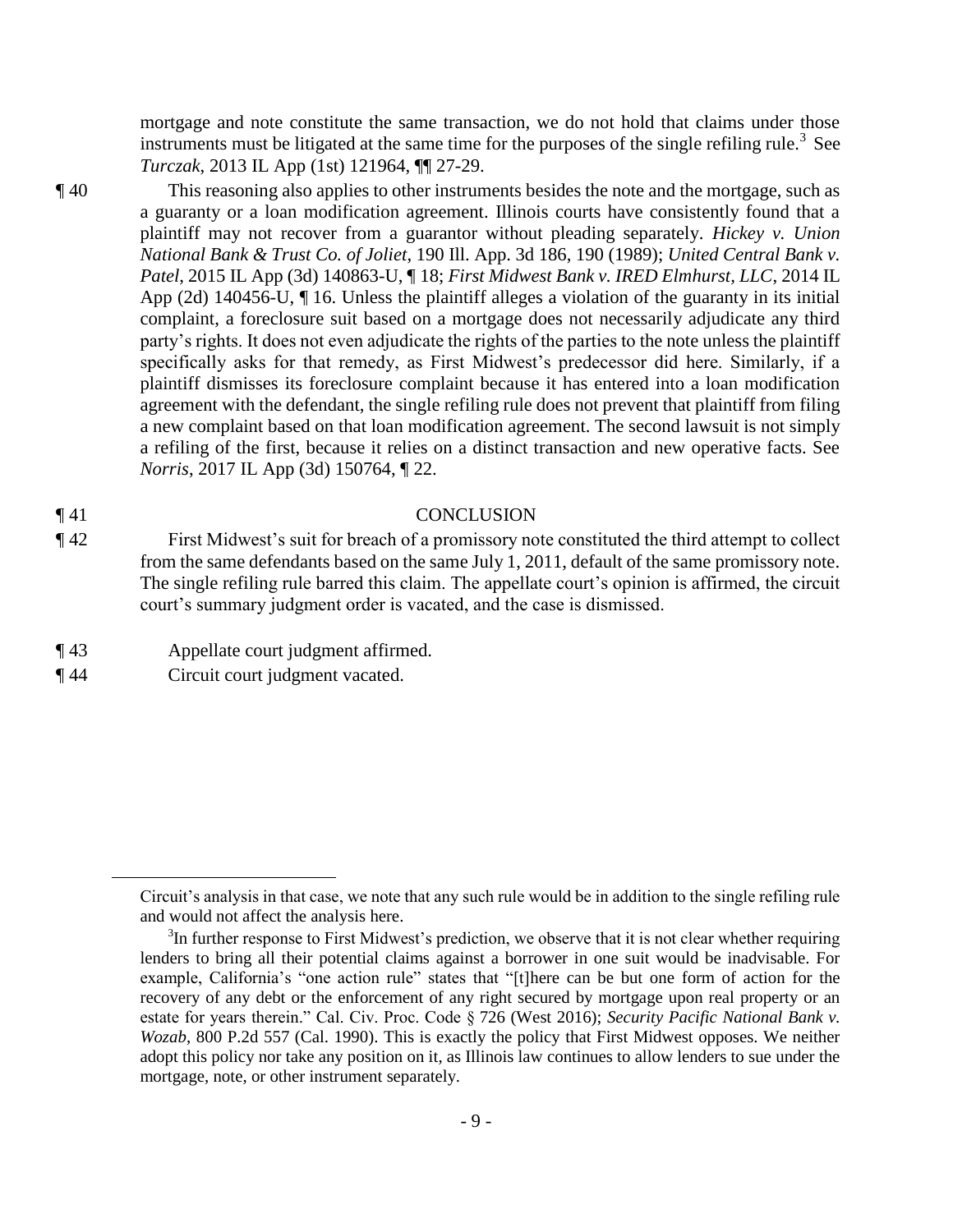mortgage and note constitute the same transaction, we do not hold that claims under those instruments must be litigated at the same time for the purposes of the single refiling rule.[3] See *Turczak*, 2013 IL App (1st) 121964, ¶¶ 27-29.

¶ 40 This reasoning also applies to other instruments besides the note and the mortgage, such as a guaranty or a loan modification agreement. Illinois courts have consistently found that a plaintiff may not recover from a guarantor without pleading separately. *Hickey v. Union National Bank & Trust Co. of Joliet*, 190 Ill. App. 3d 186, 190 (1989); *United Central Bank v. Patel*, 2015 IL App (3d) 140863-U, ¶ 18; *First Midwest Bank v. IRED Elmhurst, LLC*, 2014 IL App (2d) 140456-U, ¶ 16. Unless the plaintiff alleges a violation of the guaranty in its initial complaint, a foreclosure suit based on a mortgage does not necessarily adjudicate any third party's rights. It does not even adjudicate the rights of the parties to the note unless the plaintiff specifically asks for that remedy, as First Midwest's predecessor did here. Similarly, if a plaintiff dismisses its foreclosure complaint because it has entered into a loan modification agreement with the defendant, the single refiling rule does not prevent that plaintiff from filing a new complaint based on that loan modification agreement. The second lawsuit is not simply a refiling of the first, because it relies on a distinct transaction and new operative facts. See *Norris*, 2017 IL App (3d) 150764, ¶ 22.

¶ 41 CONCLUSION

¶ 42 First Midwest's suit for breach of a promissory note constituted the third attempt to collect from the same defendants based on the same July 1, 2011, default of the same promissory note. The single refiling rule barred this claim. The appellate court's opinion is affirmed, the circuit court's summary judgment order is vacated, and the case is dismissed.

¶ 43 Appellate court judgment affirmed.

¶ 44 Circuit court judgment vacated.

---

Circuit's analysis in that case, we note that any such rule would be in addition to the single refiling rule and would not affect the analysis here.

[3]In further response to First Midwest's prediction, we observe that it is not clear whether requiring lenders to bring all their potential claims against a borrower in one suit would be inadvisable. For example, California's "one action rule" states that "[t]here can be but one form of action for the recovery of any debt or the enforcement of any right secured by mortgage upon real property or an estate for years therein." Cal. Civ. Proc. Code § 726 (West 2016); *Security Pacific National Bank v. Wozab*, 800 P.2d 557 (Cal. 1990). This is exactly the policy that First Midwest opposes. We neither adopt this policy nor take any position on it, as Illinois law continues to allow lenders to sue under the mortgage, note, or other instrument separately.